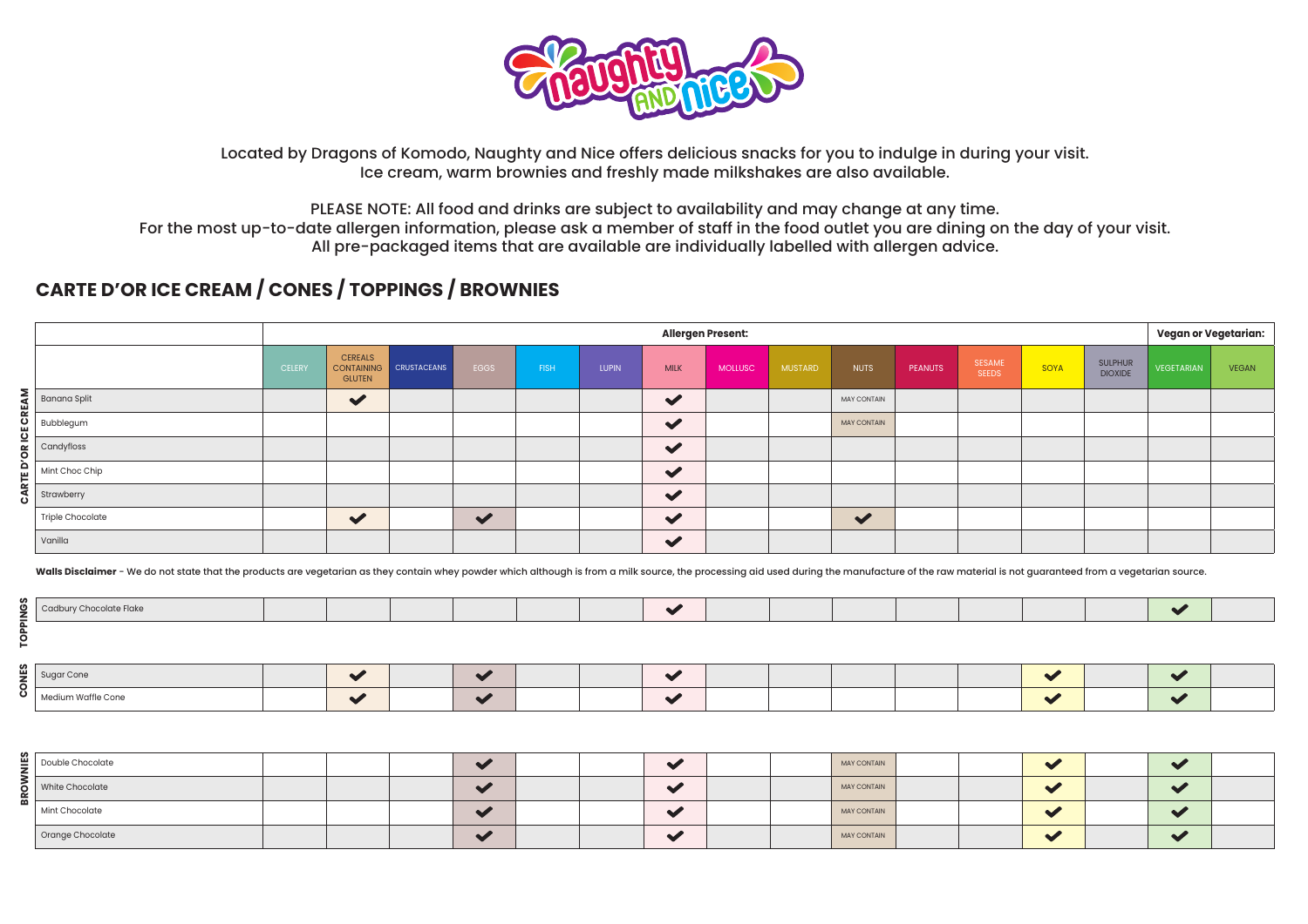Located by Dragons of Komodo, Naughty and Nice offers delicious snacks for you to indulge in during your visit.
Ice cream, warm brownies and freshly made milkshakes are also available.

PLEASE NOTE: All food and drinks are subject to availability and may change at any time.
For the most up-to-date allergen information, please ask a member of staff in the food outlet you are dining on the day of your visit.
All pre-packaged items that are available are individually labelled with allergen advice.

## CARTE D'OR ICE CREAM / CONES / TOPPINGS / BROWNIES

| | | Allergen Present: | | | | | | | | | | | | | | Vegan or Vegetarian: | |
|---|---|---|---|---|---|---|---|---|---|---|---|---|---|---|---|---|---|
| | | CELERY | CEREALS CONTAINING GLUTEN | CRUSTACEANS | EGGS | FISH | LUPIN | MILK | MOLLUSC | MUSTARD | NUTS | PEANUTS | SESAME SEEDS | SOYA | SULPHUR DIOXIDE | VEGETARIAN | VEGAN |
| CARTE D'OR ICE CREAM | Banana Split | | ✔ | | | | | ✔ | | | MAY CONTAIN | | | | | | |
| | Bubblegum | | | | | | | ✔ | | | MAY CONTAIN | | | | | | |
| | Candyfloss | | | | | | | ✔ | | | | | | | | | |
| | Mint Choc Chip | | | | | | | ✔ | | | | | | | | | |
| | Strawberry | | | | | | | ✔ | | | | | | | | | |
| | Triple Chocolate | | ✔ | | ✔ | | | ✔ | | | ✔ | | | | | | |
| | Vanilla | | | | | | | ✔ | | | | | | | | | |
| TOPPINGS | Cadbury Chocolate Flake | | | | | | | ✔ | | | | | | | | ✔ | |
| CONES | Sugar Cone | | ✔ | | ✔ | | | ✔ | | | | | | ✔ | | ✔ | |
| | Medium Waffle Cone | | ✔ | | ✔ | | | ✔ | | | | | | ✔ | | ✔ | |
| BROWNIES | Double Chocolate | | | | ✔ | | | ✔ | | | MAY CONTAIN | | | ✔ | | ✔ | |
| | White Chocolate | | | | ✔ | | | ✔ | | | MAY CONTAIN | | | ✔ | | ✔ | |
| | Mint Chocolate | | | | ✔ | | | ✔ | | | MAY CONTAIN | | | ✔ | | ✔ | |
| | Orange Chocolate | | | | ✔ | | | ✔ | | | MAY CONTAIN | | | ✔ | | ✔ | |

**Walls Disclaimer** - We do not state that the products are vegetarian as they contain whey powder which although is from a milk source, the processing aid used during the manufacture of the raw material is not guaranteed from a vegetarian source.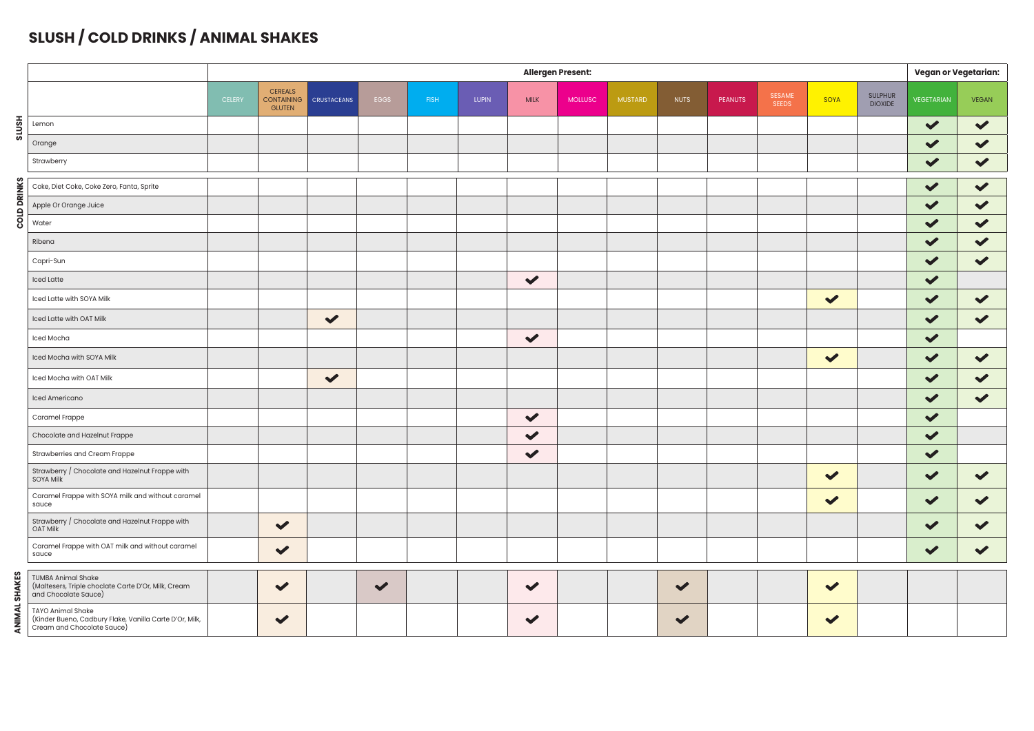# SLUSH / COLD DRINKS / ANIMAL SHAKES

| | | Allergen Present: | | | | | | | | | | | | | | Vegan or Vegetarian: | |
|---|---|---|---|---|---|---|---|---|---|---|---|---|---|---|---|---|---|
| | | CELERY | CEREALS CONTAINING GLUTEN | CRUSTACEANS | EGGS | FISH | LUPIN | MILK | MOLLUSC | MUSTARD | NUTS | PEANUTS | SESAME SEEDS | SOYA | SULPHUR DIOXIDE | VEGETARIAN | VEGAN |
| SLUSH | Lemon | | | | | | | | | | | | | | | ✔ | ✔ |
| | Orange | | | | | | | | | | | | | | | ✔ | ✔ |
| | Strawberry | | | | | | | | | | | | | | | ✔ | ✔ |
| COLD DRINKS | Coke, Diet Coke, Coke Zero, Fanta, Sprite | | | | | | | | | | | | | | | ✔ | ✔ |
| | Apple Or Orange Juice | | | | | | | | | | | | | | | ✔ | ✔ |
| | Water | | | | | | | | | | | | | | | ✔ | ✔ |
| | Ribena | | | | | | | | | | | | | | | ✔ | ✔ |
| | Capri-Sun | | | | | | | | | | | | | | | ✔ | ✔ |
| | Iced Latte | | | | | | | ✔ | | | | | | | | ✔ | |
| | Iced Latte with SOYA Milk | | | | | | | | | | | | | ✔ | | ✔ | ✔ |
| | Iced Latte with OAT Milk | | | ✔ | | | | | | | | | | | | ✔ | ✔ |
| | Iced Mocha | | | | | | | ✔ | | | | | | | | ✔ | |
| | Iced Mocha with SOYA Milk | | | | | | | | | | | | | ✔ | | ✔ | ✔ |
| | Iced Mocha with OAT Milk | | | ✔ | | | | | | | | | | | | ✔ | ✔ |
| | Iced Americano | | | | | | | | | | | | | | | ✔ | ✔ |
| | Caramel Frappe | | | | | | | ✔ | | | | | | | | ✔ | |
| | Chocolate and Hazelnut Frappe | | | | | | | ✔ | | | | | | | | ✔ | |
| | Strawberries and Cream Frappe | | | | | | | ✔ | | | | | | | | ✔ | |
| | Strawberry / Chocolate and Hazelnut Frappe with SOYA Milk | | | | | | | | | | | | | ✔ | | ✔ | ✔ |
| | Caramel Frappe with SOYA milk and without caramel sauce | | | | | | | | | | | | | ✔ | | ✔ | ✔ |
| | Strawberry / Chocolate and Hazelnut Frappe with OAT Milk | | ✔ | | | | | | | | | | | | | ✔ | ✔ |
| | Caramel Frappe with OAT milk and without caramel sauce | | ✔ | | | | | | | | | | | | | ✔ | ✔ |
| ANIMAL SHAKES | TUMBA Animal Shake (Maltesers, Triple choclate Carte D'Or, Milk, Cream and Chocolate Sauce) | | ✔ | | ✔ | | | ✔ | | | ✔ | | | ✔ | | | |
| | TAYO Animal Shake (Kinder Bueno, Cadbury Flake, Vanilla Carte D'Or, Milk, Cream and Chocolate Sauce) | | ✔ | | | | | ✔ | | | ✔ | | | ✔ | | | |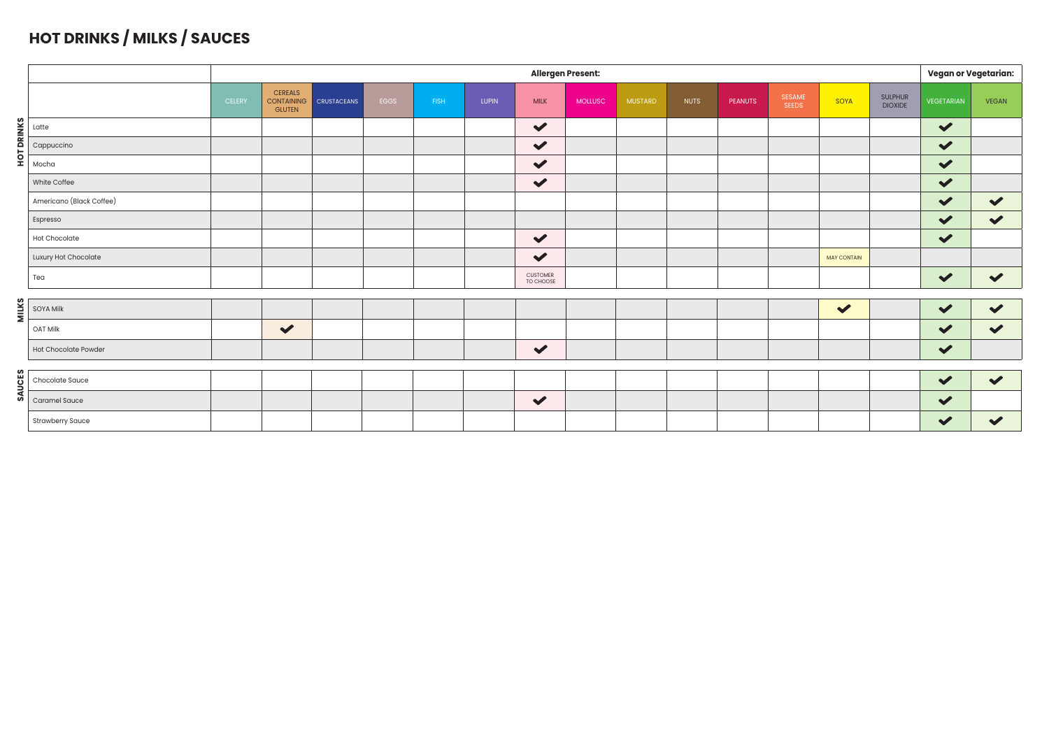# HOT DRINKS / MILKS / SAUCES

| | | Allergen Present: | | | | | | | | | | | | | | Vegan or Vegetarian: | |
|---|---|---|---|---|---|---|---|---|---|---|---|---|---|---|---|---|---|
| | | CELERY | CEREALS CONTAINING GLUTEN | CRUSTACEANS | EGGS | FISH | LUPIN | MILK | MOLLUSC | MUSTARD | NUTS | PEANUTS | SESAME SEEDS | SOYA | SULPHUR DIOXIDE | VEGETARIAN | VEGAN |
| HOT DRINKS | Latte | | | | | | | ✔ | | | | | | | | ✔ | |
| | Cappuccino | | | | | | | ✔ | | | | | | | | ✔ | |
| | Mocha | | | | | | | ✔ | | | | | | | | ✔ | |
| | White Coffee | | | | | | | ✔ | | | | | | | | ✔ | |
| | Americano (Black Coffee) | | | | | | | | | | | | | | | ✔ | ✔ |
| | Espresso | | | | | | | | | | | | | | | ✔ | ✔ |
| | Hot Chocolate | | | | | | | ✔ | | | | | | | | ✔ | |
| | Luxury Hot Chocolate | | | | | | | ✔ | | | | | | MAY CONTAIN | | | |
| | Tea | | | | | | | CUSTOMER TO CHOOSE | | | | | | | | ✔ | ✔ |
| MILKS | SOYA Milk | | | | | | | | | | | | | ✔ | | ✔ | ✔ |
| | OAT Milk | | ✔ | | | | | | | | | | | | | ✔ | ✔ |
| | Hot Chocolate Powder | | | | | | | ✔ | | | | | | | | ✔ | |
| SAUCES | Chocolate Sauce | | | | | | | | | | | | | | | ✔ | ✔ |
| | Caramel Sauce | | | | | | | ✔ | | | | | | | | ✔ | |
| | Strawberry Sauce | | | | | | | | | | | | | | | ✔ | ✔ |